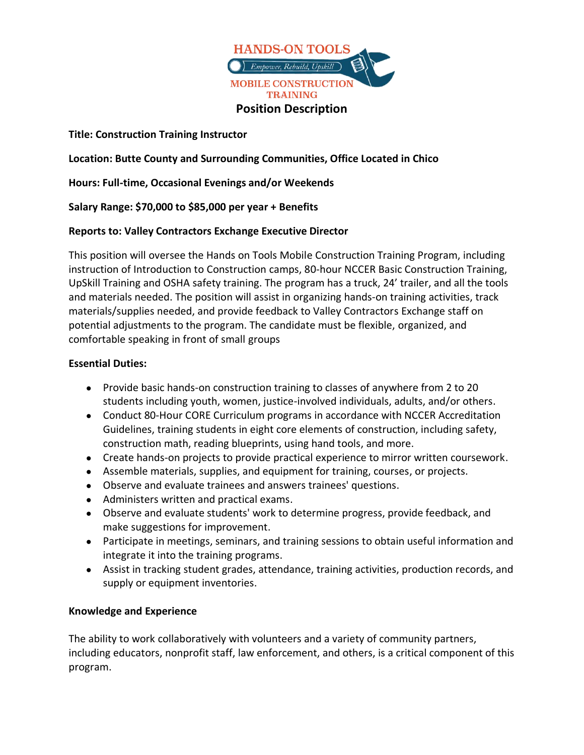HANDS-ON TOOLS

*Empower, Rebuild, Upskill*

MOBILE CONSTRUCTION TRAINING

# Position Description

**Title: Construction Training Instructor**

**Location: Butte County and Surrounding Communities, Office Located in Chico**

**Hours: Full-time, Occasional Evenings and/or Weekends**

**Salary Range: $70,000 to $85,000 per year + Benefits**

**Reports to: Valley Contractors Exchange Executive Director**

This position will oversee the Hands on Tools Mobile Construction Training Program, including instruction of Introduction to Construction camps, 80-hour NCCER Basic Construction Training, UpSkill Training and OSHA safety training. The program has a truck, 24' trailer, and all the tools and materials needed. The position will assist in organizing hands-on training activities, track materials/supplies needed, and provide feedback to Valley Contractors Exchange staff on potential adjustments to the program. The candidate must be flexible, organized, and comfortable speaking in front of small groups

**Essential Duties:**

- Provide basic hands-on construction training to classes of anywhere from 2 to 20 students including youth, women, justice-involved individuals, adults, and/or others.
- Conduct 80-Hour CORE Curriculum programs in accordance with NCCER Accreditation Guidelines, training students in eight core elements of construction, including safety, construction math, reading blueprints, using hand tools, and more.
- Create hands-on projects to provide practical experience to mirror written coursework.
- Assemble materials, supplies, and equipment for training, courses, or projects.
- Observe and evaluate trainees and answers trainees' questions.
- Administers written and practical exams.
- Observe and evaluate students' work to determine progress, provide feedback, and make suggestions for improvement.
- Participate in meetings, seminars, and training sessions to obtain useful information and integrate it into the training programs.
- Assist in tracking student grades, attendance, training activities, production records, and supply or equipment inventories.

**Knowledge and Experience**

The ability to work collaboratively with volunteers and a variety of community partners, including educators, nonprofit staff, law enforcement, and others, is a critical component of this program.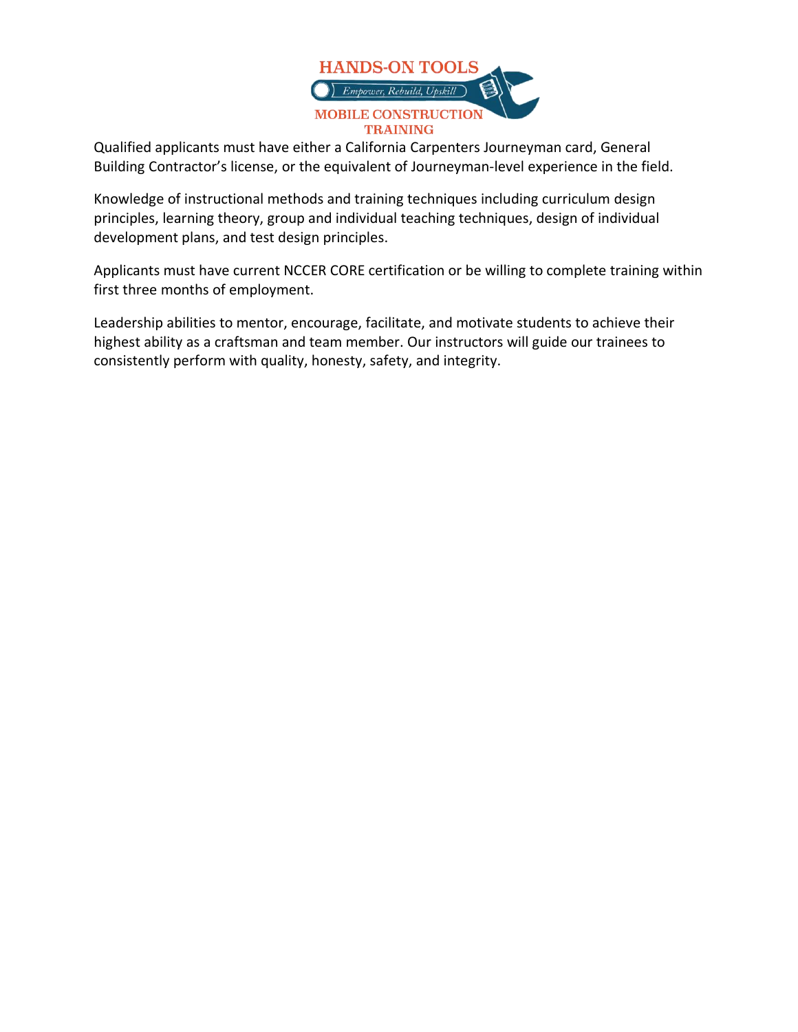Qualified applicants must have either a California Carpenters Journeyman card, General Building Contractor's license, or the equivalent of Journeyman-level experience in the field.

Knowledge of instructional methods and training techniques including curriculum design principles, learning theory, group and individual teaching techniques, design of individual development plans, and test design principles.

Applicants must have current NCCER CORE certification or be willing to complete training within first three months of employment.

Leadership abilities to mentor, encourage, facilitate, and motivate students to achieve their highest ability as a craftsman and team member. Our instructors will guide our trainees to consistently perform with quality, honesty, safety, and integrity.